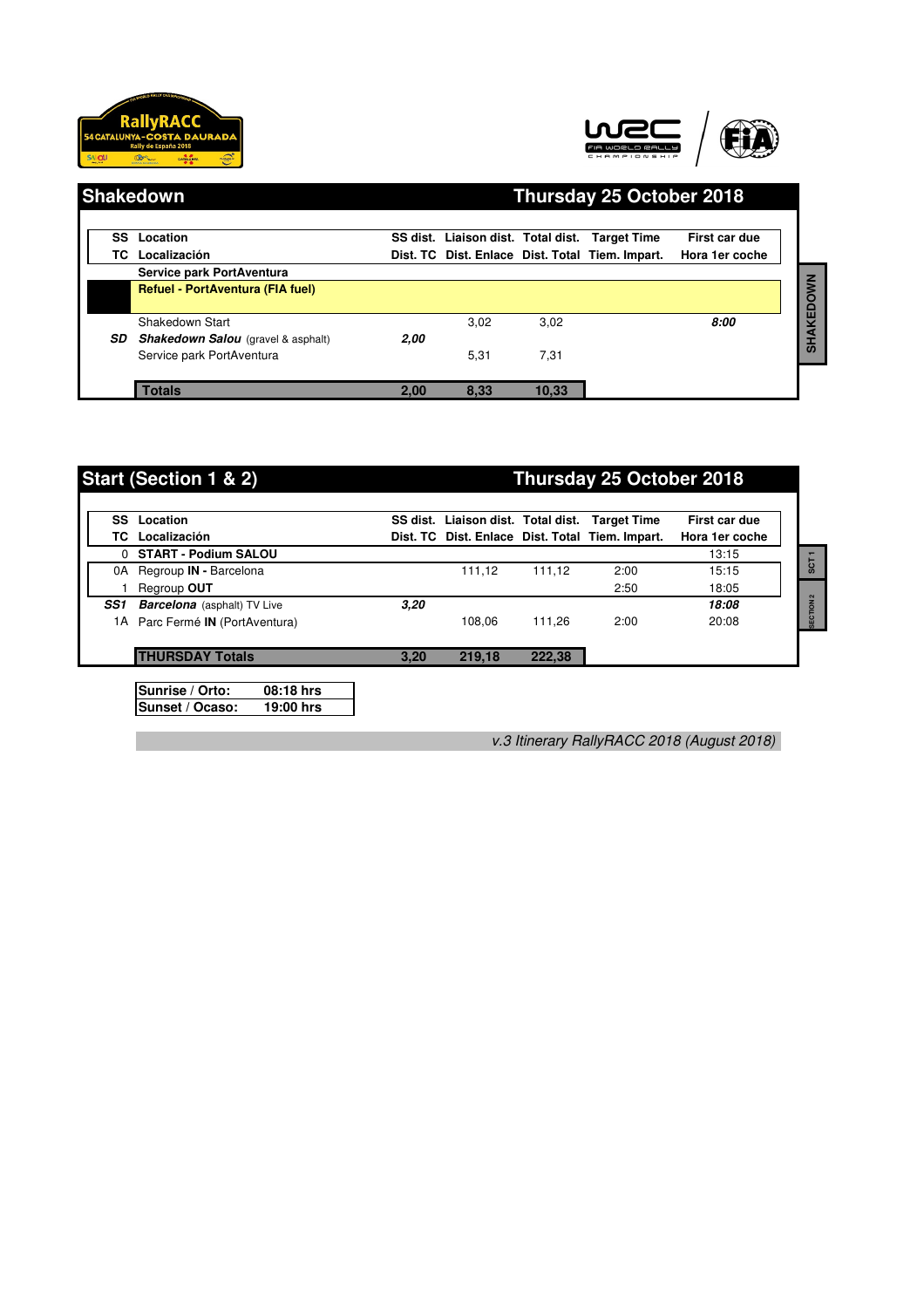## Shakedown — Thursday 25 October 2018

| SS / TC | Location / Localización | SS dist. / Dist. TC | Liaison dist. / Dist. Enlace | Total dist. / Dist. Total | Target Time / Tiem. Impart. | First car due / Hora 1er coche |
|---|---|---|---|---|---|---|
| | **Service park PortAventura** | | | | | |
| | **Refuel - PortAventura (FIA fuel)** | | | | | |
| | Shakedown Start | | 3,02 | 3,02 | | ***8:00*** |
| ***SD*** | ***Shakedown Salou*** (gravel & asphalt) | ***2,00*** | | | | |
| | Service park PortAventura | | 5,31 | 7,31 | | |
| | **Totals** | **2,00** | **8,33** | **10,33** | | |

SHAKEDOWN

## Start (Section 1 & 2) — Thursday 25 October 2018

| SS / TC | Location / Localización | SS dist. / Dist. TC | Liaison dist. / Dist. Enlace | Total dist. / Dist. Total | Target Time / Tiem. Impart. | First car due / Hora 1er coche |
|---|---|---|---|---|---|---|
| 0 | **START - Podium SALOU** | | | | | 13:15 |
| 0A | Regroup **IN** - Barcelona | | 111,12 | 111,12 | 2:00 | 15:15 |
| 1 | Regroup **OUT** | | | | 2:50 | 18:05 |
| ***SS1*** | ***Barcelona*** (asphalt) TV Live | ***3,20*** | | | | ***18:08*** |
| 1A | Parc Fermé **IN** (PortAventura) | | 108,06 | 111,26 | 2:00 | 20:08 |
| | **THURSDAY Totals** | **3,20** | **219,18** | **222,38** | | |

SCT 1 / SECTION 2

| | |
|---|---|
| **Sunrise** / **Orto:** | **08:18 hrs** |
| **Sunset** / **Ocaso:** | **19:00 hrs** |

*v.3 Itinerary RallyRACC 2018 (August 2018)*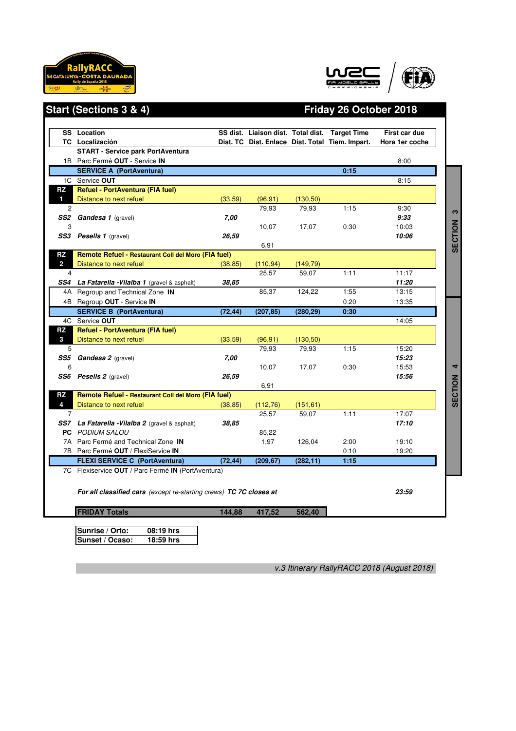## Start (Sections 3 & 4) — Friday 26 October 2018

| SS / TC | Location / Localización | SS dist. / Dist. TC | Liaison dist. / Dist. Enlace | Total dist. / Dist. Total | Target Time / Tiem. Impart. | First car due / Hora 1er coche | Section |
|---|---|---|---|---|---|---|---|
| | **START - Service park PortAventura** | | | | | | |
| 1B | Parc Fermé **OUT** - Service **IN** | | | | | 8:00 | |
| | **SERVICE A (PortAventura)** | | | | **0:15** | | |
| 1C | Service **OUT** | | | | | 8:15 | SECTION 3 |
| **RZ 1** | **Refuel - PortAventura (FIA fuel)** Distance to next refuel | (33,59) | (96,91) | (130,50) | | | |
| 2 | | | 79,93 | 79,93 | 1:15 | 9:30 | |
| ***SS2*** | ***Gandesa 1*** (gravel) | ***7,00*** | | | | ***9:33*** | |
| 3 | | | 10,07 | 17,07 | 0:30 | 10:03 | |
| ***SS3*** | ***Pesells 1*** (gravel) | ***26,59*** | | | | ***10:06*** | |
| | | | 6,91 | | | | |
| **RZ 2** | **Remote Refuel - Restaurant Coll del Moro (FIA fuel)** Distance to next refuel | (38,85) | (110,94) | (149,79) | | | |
| 4 | | | 25,57 | 59,07 | 1:11 | 11:17 | |
| ***SS4*** | ***La Fatarella -Vilalba 1*** (gravel & asphalt) | ***38,85*** | | | | ***11:20*** | |
| 4A | Regroup and Technical Zone **IN** | | 85,37 | 124,22 | 1:55 | 13:15 | |
| 4B | Regroup **OUT** - Service **IN** | | | | 0:20 | 13:35 | |
| | **SERVICE B (PortAventura)** | **(72,44)** | **(207,85)** | **(280,29)** | **0:30** | | |
| 4C | Service **OUT** | | | | | 14:05 | SECTION 4 |
| **RZ 3** | **Refuel - PortAventura (FIA fuel)** Distance to next refuel | (33,59) | (96,91) | (130,50) | | | |
| 5 | | | 79,93 | 79,93 | 1:15 | 15:20 | |
| ***SS5*** | ***Gandesa 2*** (gravel) | ***7,00*** | | | | ***15:23*** | |
| 6 | | | 10,07 | 17,07 | 0:30 | 15:53 | |
| ***SS6*** | ***Pesells 2*** (gravel) | ***26,59*** | | | | ***15:56*** | |
| | | | 6,91 | | | | |
| **RZ 4** | **Remote Refuel - Restaurant Coll del Moro (FIA fuel)** Distance to next refuel | (38,85) | (112,76) | (151,61) | | | |
| 7 | | | 25,57 | 59,07 | 1:11 | 17:07 | |
| ***SS7*** | ***La Fatarella -Vilalba 2*** (gravel & asphalt) | ***38,85*** | | | | ***17:10*** | |
| **PC** | *PODIUM SALOU* | | 85,22 | | | | |
| 7A | Parc Fermé and Technical Zone **IN** | | 1,97 | 126,04 | 2:00 | 19:10 | |
| 7B | Parc Fermé **OUT** / FlexiService **IN** | | | | 0:10 | 19:20 | |
| | **FLEXI SERVICE C (PortAventura)** | **(72,44)** | **(209,67)** | **(282,11)** | **1:15** | | |
| 7C | Flexiservice **OUT** / Parc Fermé **IN** (PortAventura) | | | | | | |
| | ***For all classified cars*** *(except re-starting crews)* ***TC 7C closes at*** | | | | | ***23:59*** | |
| | **FRIDAY Totals** | **144,88** | **417,52** | **562,40** | | | |

| | |
|---|---|
| **Sunrise / Orto:** | **08:19 hrs** |
| **Sunset / Ocaso:** | **18:59 hrs** |

*v.3 Itinerary RallyRACC 2018 (August 2018)*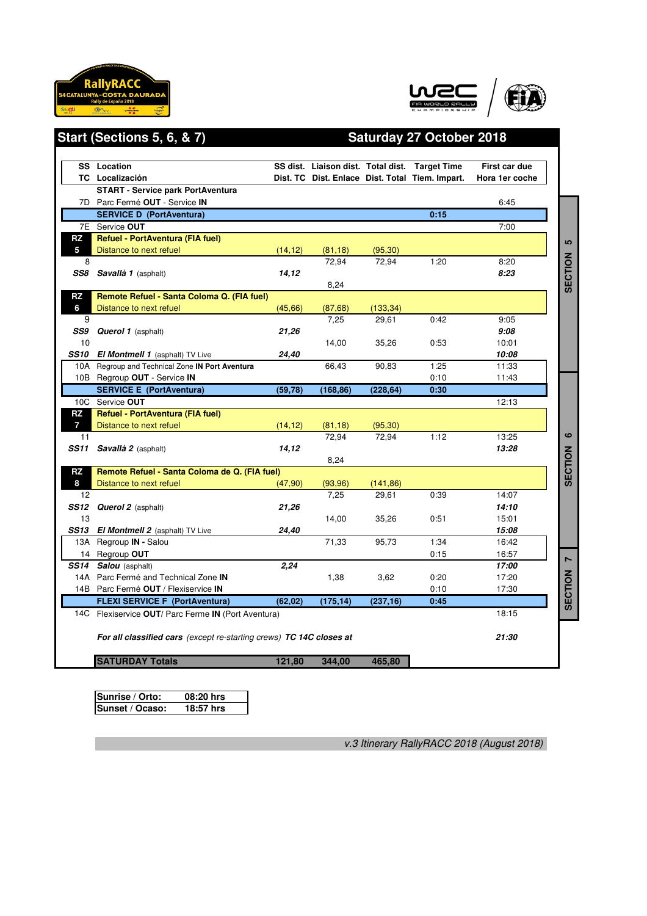## Start (Sections 5, 6, & 7) — Saturday 27 October 2018

| SS / TC | Location / Localización | SS dist. / Dist. TC | Liaison dist. / Dist. Enlace | Total dist. / Dist. Total | Target Time / Tiem. Impart. | First car due / Hora 1er coche | Section |
|---|---|---|---|---|---|---|---|
| | **START - Service park PortAventura** | | | | | | |
| 7D | Parc Fermé **OUT** - Service **IN** | | | | | 6:45 | SECTION 5 |
| | **SERVICE D (PortAventura)** | | | | **0:15** | | |
| 7E | Service **OUT** | | | | | 7:00 | |
| **RZ 5** | **Refuel - PortAventura (FIA fuel)** Distance to next refuel | (14,12) | (81,18) | (95,30) | | | |
| 8 | | | 72,94 | 72,94 | 1:20 | 8:20 | |
| ***SS8*** | ***Savallà 1*** (asphalt) | ***14,12*** | | | | ***8:23*** | |
| | | | 8,24 | | | | |
| **RZ 6** | **Remote Refuel - Santa Coloma Q. (FIA fuel)** Distance to next refuel | (45,66) | (87,68) | (133,34) | | | |
| 9 | | | 7,25 | 29,61 | 0:42 | 9:05 | |
| ***SS9*** | ***Querol 1*** (asphalt) | ***21,26*** | | | | ***9:08*** | |
| 10 | | | 14,00 | 35,26 | 0:53 | 10:01 | |
| ***SS10*** | ***El Montmell 1*** (asphalt) TV Live | ***24,40*** | | | | ***10:08*** | |
| 10A | Regroup and Technical Zone **IN Port Aventura** | | 66,43 | 90,83 | 1:25 | 11:33 | |
| 10B | Regroup **OUT** - Service **IN** | | | | 0:10 | 11:43 | |
| | **SERVICE E (PortAventura)** | **(59,78)** | **(168,86)** | **(228,64)** | **0:30** | | SECTION 6 |
| 10C | Service **OUT** | | | | | 12:13 | |
| **RZ 7** | **Refuel - PortAventura (FIA fuel)** Distance to next refuel | (14,12) | (81,18) | (95,30) | | | |
| 11 | | | 72,94 | 72,94 | 1:12 | 13:25 | |
| ***SS11*** | ***Savallà 2*** (asphalt) | ***14,12*** | | | | ***13:28*** | |
| | | | 8,24 | | | | |
| **RZ 8** | **Remote Refuel - Santa Coloma de Q. (FIA fuel)** Distance to next refuel | (47,90) | (93,96) | (141,86) | | | |
| 12 | | | 7,25 | 29,61 | 0:39 | 14:07 | |
| ***SS12*** | ***Querol 2*** (asphalt) | ***21,26*** | | | | ***14:10*** | |
| 13 | | | 14,00 | 35,26 | 0:51 | 15:01 | |
| ***SS13*** | ***El Montmell 2*** (asphalt) TV Live | ***24,40*** | | | | ***15:08*** | |
| 13A | Regroup **IN** - Salou | | 71,33 | 95,73 | 1:34 | 16:42 | SECTION 7 |
| 14 | Regroup **OUT** | | | | 0:15 | 16:57 | |
| ***SS14*** | ***Salou*** (asphalt) | ***2,24*** | | | | ***17:00*** | |
| 14A | Parc Fermé and Technical Zone **IN** | | 1,38 | 3,62 | 0:20 | 17:20 | |
| 14B | Parc Fermé **OUT** / Flexiservice **IN** | | | | 0:10 | 17:30 | |
| | **FLEXI SERVICE F (PortAventura)** | **(62,02)** | **(175,14)** | **(237,16)** | **0:45** | | |
| 14C | Flexiservice **OUT**/ Parc Ferme **IN** (Port Aventura) | | | | | 18:15 | |
| | ***For all classified cars** (except re-starting crews)* ***TC 14C closes at*** | | | | | ***21:30*** | |
| | **SATURDAY Totals** | **121,80** | **344,00** | **465,80** | | | |

| | |
|---|---|
| **Sunrise / Orto:** | **08:20 hrs** |
| **Sunset / Ocaso:** | **18:57 hrs** |

*v.3 Itinerary RallyRACC 2018 (August 2018)*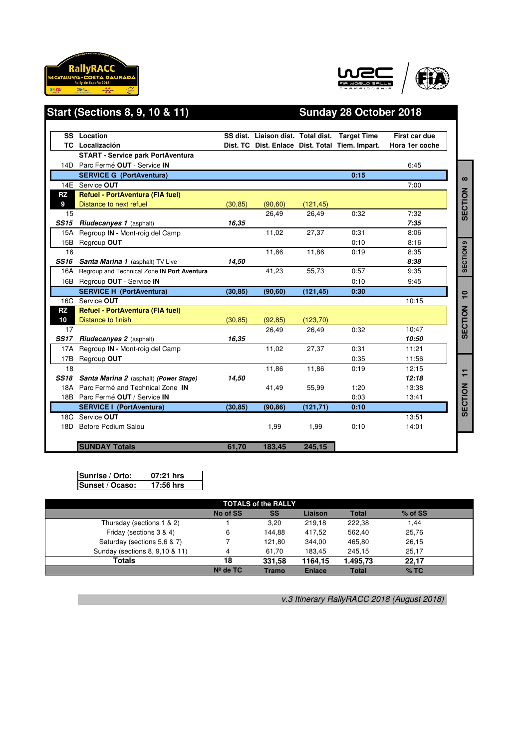## Start (Sections 8, 9, 10 & 11) — Sunday 28 October 2018

| SS / TC | Location / Localización | SS dist. / Dist. TC | Liaison dist. / Dist. Enlace | Total dist. / Dist. Total | Target Time / Tiem. Impart. | First car due / Hora 1er coche | Section |
|---|---|---|---|---|---|---|---|
| | **START - Service park PortAventura** | | | | | | SECTION 8 |
| 14D | Parc Fermé **OUT** - Service **IN** | | | | | 6:45 | |
| | **SERVICE G (PortAventura)** | | | | **0:15** | | |
| 14E | Service **OUT** | | | | | 7:00 | |
| **RZ 9** | **Refuel - PortAventura (FIA fuel)** Distance to next refuel | (30,85) | (90,60) | (121,45) | | | |
| 15 | | | 26,49 | 26,49 | 0:32 | 7:32 | |
| ***SS15*** | ***Riudecanyes 1*** (asphalt) | ***16,35*** | | | | ***7:35*** | |
| 15A | Regroup **IN** - Mont-roig del Camp | | 11,02 | 27,37 | 0:31 | 8:06 | |
| 15B | Regroup **OUT** | | | | 0:10 | 8:16 | SECTION 9 |
| 16 | | | 11,86 | 11,86 | 0:19 | 8:35 | |
| ***SS16*** | ***Santa Marina 1*** (asphalt) TV Live | ***14,50*** | | | | ***8:38*** | |
| 16A | Regroup and Technical Zone **IN** Port Aventura | | 41,23 | 55,73 | 0:57 | 9:35 | |
| 16B | Regroup **OUT** - Service **IN** | | | | 0:10 | 9:45 | SECTION 10 |
| | **SERVICE H (PortAventura)** | **(30,85)** | **(90,60)** | **(121,45)** | **0:30** | | |
| 16C | Service **OUT** | | | | | 10:15 | |
| **RZ 10** | **Refuel - PortAventura (FIA fuel)** Distance to finish | (30,85) | (92,85) | (123,70) | | | |
| 17 | | | 26,49 | 26,49 | 0:32 | 10:47 | |
| ***SS17*** | ***Riudecanyes 2*** (asphalt) | ***16,35*** | | | | ***10:50*** | |
| 17A | Regroup **IN** - Mont-roig del Camp | | 11,02 | 27,37 | 0:31 | 11:21 | |
| 17B | Regroup **OUT** | | | | 0:35 | 11:56 | SECTION 11 |
| 18 | | | 11,86 | 11,86 | 0:19 | 12:15 | |
| ***SS18*** | ***Santa Marina 2*** (asphalt) ***(Power Stage)*** | ***14,50*** | | | | ***12:18*** | |
| 18A | Parc Fermé and Technical Zone **IN** | | 41,49 | 55,99 | 1:20 | 13:38 | |
| 18B | Parc Fermé **OUT** / Service **IN** | | | | 0:03 | 13:41 | |
| | **SERVICE I (PortAventura)** | **(30,85)** | **(90,86)** | **(121,71)** | **0:10** | | |
| 18C | Service **OUT** | | | | | 13:51 | |
| 18D | Before Podium Salou | | 1,99 | 1,99 | 0:10 | 14:01 | |
| | **SUNDAY Totals** | **61,70** | **183,45** | **245,15** | | | |

| | |
|---|---|
| **Sunrise / Orto:** | **07:21 hrs** |
| **Sunset / Ocaso:** | **17:56 hrs** |

**TOTALS of the RALLY**

| | No of SS | SS | Liaison | Total | % of SS |
|---|---|---|---|---|---|
| Thursday (sections 1 & 2) | 1 | 3,20 | 219,18 | 222,38 | 1,44 |
| Friday (sections 3 & 4) | 6 | 144,88 | 417,52 | 562,40 | 25,76 |
| Saturday (sections 5,6 & 7) | 7 | 121,80 | 344,00 | 465,80 | 26,15 |
| Sunday (sections 8, 9,10 & 11) | 4 | 61,70 | 183,45 | 245,15 | 25,17 |
| **Totals** | **18** | **331,58** | **1164,15** | **1.495,73** | **22,17** |
| | **Nº de TC** | **Tramo** | **Enlace** | **Total** | **% TC** |

*v.3 Itinerary RallyRACC 2018 (August 2018)*